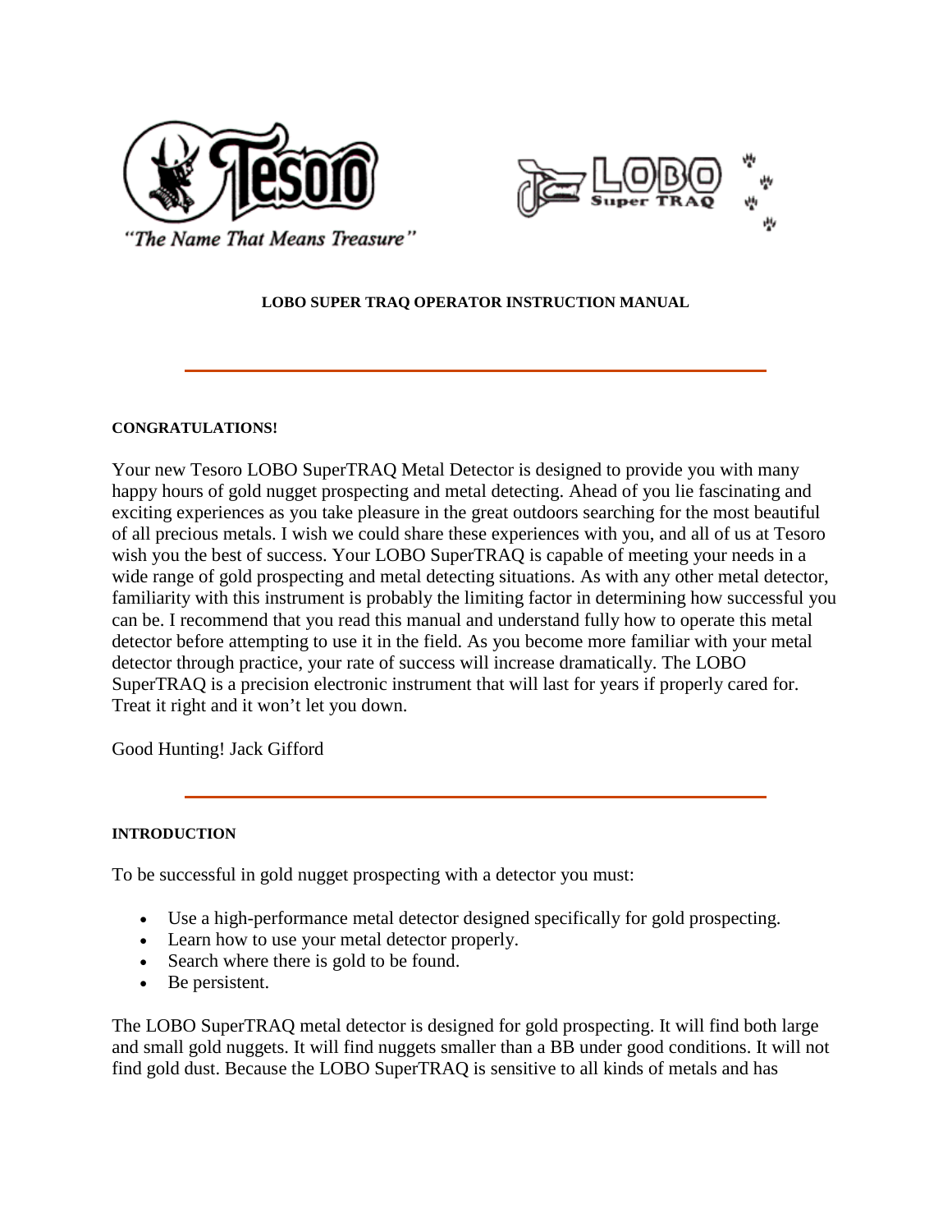"The Name That Means Treasure"

# LOBO SUPER TRAQ OPERATOR INSTRUCTION MANUAL

---

## CONGRATULATIONS!

Your new Tesoro LOBO SuperTRAQ Metal Detector is designed to provide you with many happy hours of gold nugget prospecting and metal detecting. Ahead of you lie fascinating and exciting experiences as you take pleasure in the great outdoors searching for the most beautiful of all precious metals. I wish we could share these experiences with you, and all of us at Tesoro wish you the best of success. Your LOBO SuperTRAQ is capable of meeting your needs in a wide range of gold prospecting and metal detecting situations. As with any other metal detector, familiarity with this instrument is probably the limiting factor in determining how successful you can be. I recommend that you read this manual and understand fully how to operate this metal detector before attempting to use it in the field. As you become more familiar with your metal detector through practice, your rate of success will increase dramatically. The LOBO SuperTRAQ is a precision electronic instrument that will last for years if properly cared for. Treat it right and it won't let you down.

Good Hunting! Jack Gifford

---

## INTRODUCTION

To be successful in gold nugget prospecting with a detector you must:

- Use a high-performance metal detector designed specifically for gold prospecting.
- Learn how to use your metal detector properly.
- Search where there is gold to be found.
- Be persistent.

The LOBO SuperTRAQ metal detector is designed for gold prospecting. It will find both large and small gold nuggets. It will find nuggets smaller than a BB under good conditions. It will not find gold dust. Because the LOBO SuperTRAQ is sensitive to all kinds of metals and has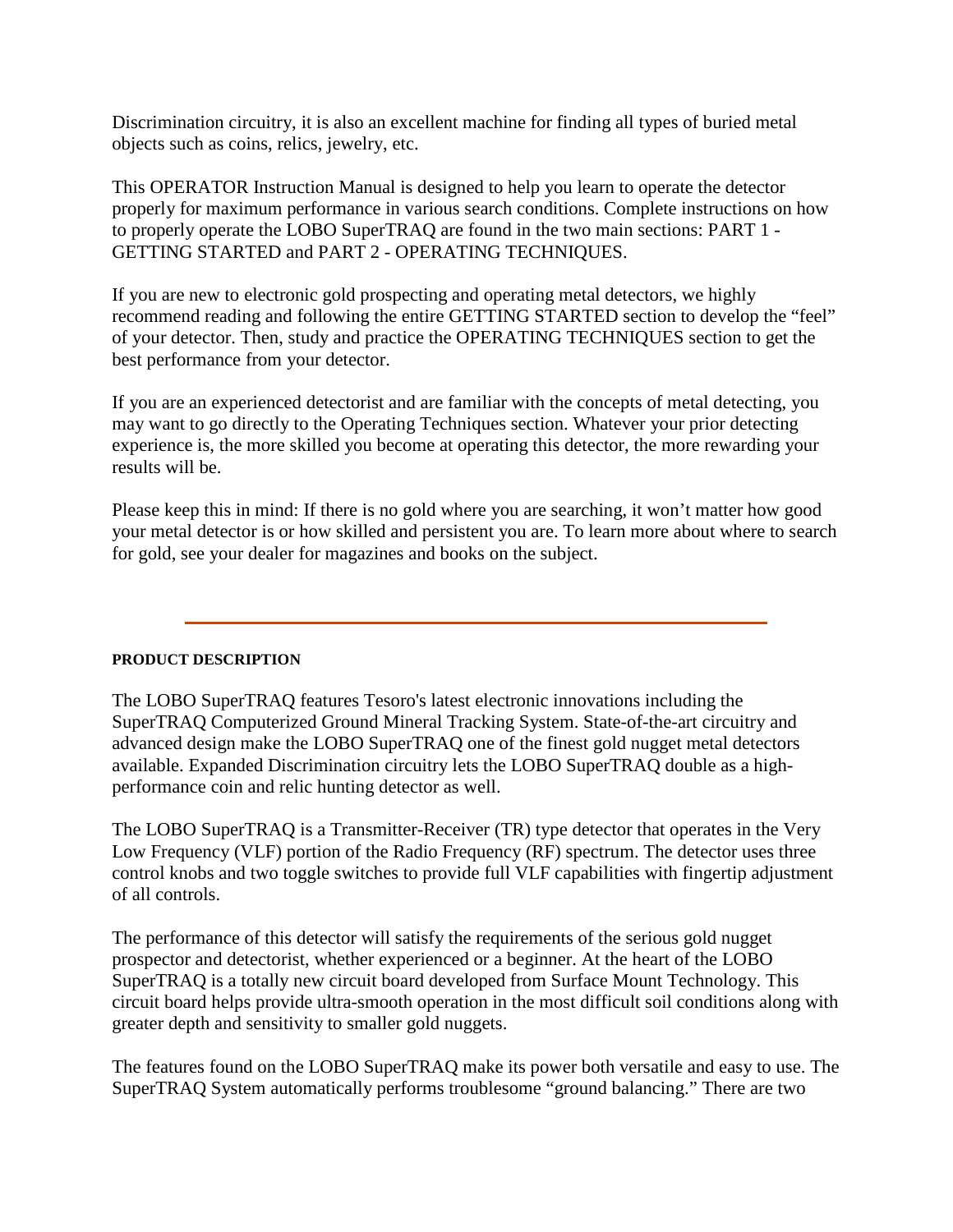Discrimination circuitry, it is also an excellent machine for finding all types of buried metal objects such as coins, relics, jewelry, etc.

This OPERATOR Instruction Manual is designed to help you learn to operate the detector properly for maximum performance in various search conditions. Complete instructions on how to properly operate the LOBO SuperTRAQ are found in the two main sections: PART 1 - GETTING STARTED and PART 2 - OPERATING TECHNIQUES.

If you are new to electronic gold prospecting and operating metal detectors, we highly recommend reading and following the entire GETTING STARTED section to develop the "feel" of your detector. Then, study and practice the OPERATING TECHNIQUES section to get the best performance from your detector.

If you are an experienced detectorist and are familiar with the concepts of metal detecting, you may want to go directly to the Operating Techniques section. Whatever your prior detecting experience is, the more skilled you become at operating this detector, the more rewarding your results will be.

Please keep this in mind: If there is no gold where you are searching, it won't matter how good your metal detector is or how skilled and persistent you are. To learn more about where to search for gold, see your dealer for magazines and books on the subject.

---

**PRODUCT DESCRIPTION**

The LOBO SuperTRAQ features Tesoro's latest electronic innovations including the SuperTRAQ Computerized Ground Mineral Tracking System. State-of-the-art circuitry and advanced design make the LOBO SuperTRAQ one of the finest gold nugget metal detectors available. Expanded Discrimination circuitry lets the LOBO SuperTRAQ double as a high-performance coin and relic hunting detector as well.

The LOBO SuperTRAQ is a Transmitter-Receiver (TR) type detector that operates in the Very Low Frequency (VLF) portion of the Radio Frequency (RF) spectrum. The detector uses three control knobs and two toggle switches to provide full VLF capabilities with fingertip adjustment of all controls.

The performance of this detector will satisfy the requirements of the serious gold nugget prospector and detectorist, whether experienced or a beginner. At the heart of the LOBO SuperTRAQ is a totally new circuit board developed from Surface Mount Technology. This circuit board helps provide ultra-smooth operation in the most difficult soil conditions along with greater depth and sensitivity to smaller gold nuggets.

The features found on the LOBO SuperTRAQ make its power both versatile and easy to use. The SuperTRAQ System automatically performs troublesome "ground balancing." There are two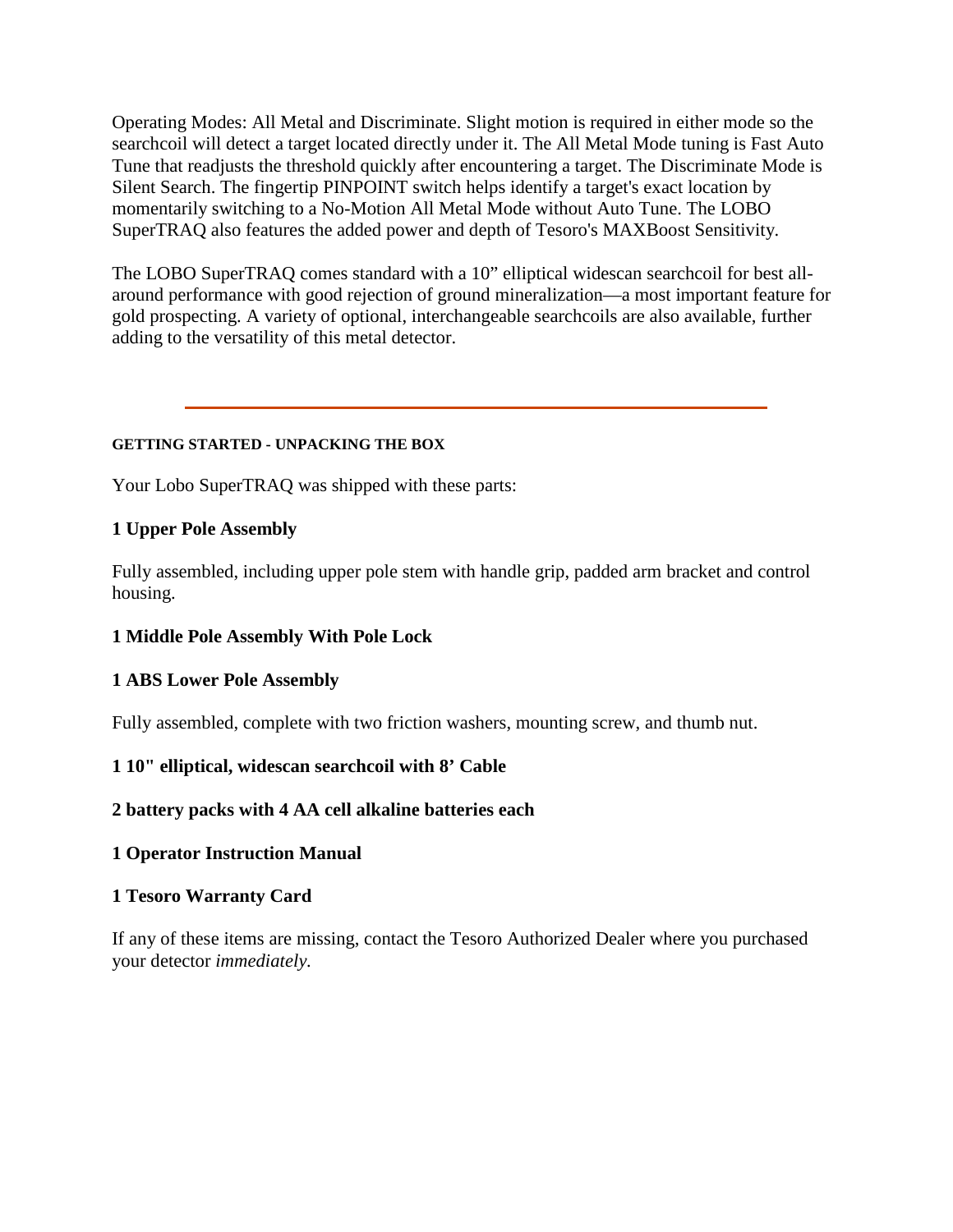Operating Modes: All Metal and Discriminate. Slight motion is required in either mode so the searchcoil will detect a target located directly under it. The All Metal Mode tuning is Fast Auto Tune that readjusts the threshold quickly after encountering a target. The Discriminate Mode is Silent Search. The fingertip PINPOINT switch helps identify a target's exact location by momentarily switching to a No-Motion All Metal Mode without Auto Tune. The LOBO SuperTRAQ also features the added power and depth of Tesoro's MAXBoost Sensitivity.

The LOBO SuperTRAQ comes standard with a 10" elliptical widescan searchcoil for best all-around performance with good rejection of ground mineralization—a most important feature for gold prospecting. A variety of optional, interchangeable searchcoils are also available, further adding to the versatility of this metal detector.

---

#### GETTING STARTED - UNPACKING THE BOX

Your Lobo SuperTRAQ was shipped with these parts:

**1 Upper Pole Assembly**

Fully assembled, including upper pole stem with handle grip, padded arm bracket and control housing.

**1 Middle Pole Assembly With Pole Lock**

**1 ABS Lower Pole Assembly**

Fully assembled, complete with two friction washers, mounting screw, and thumb nut.

**1 10" elliptical, widescan searchcoil with 8' Cable**

**2 battery packs with 4 AA cell alkaline batteries each**

**1 Operator Instruction Manual**

**1 Tesoro Warranty Card**

If any of these items are missing, contact the Tesoro Authorized Dealer where you purchased your detector *immediately.*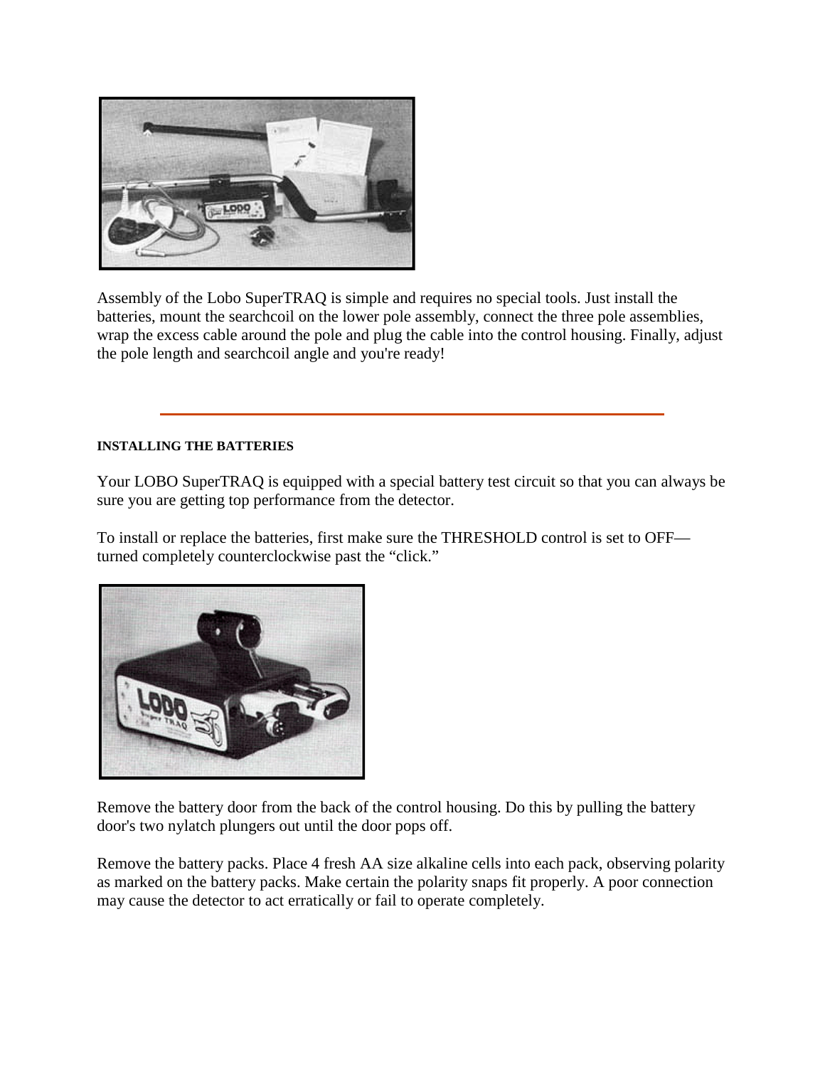Assembly of the Lobo SuperTRAQ is simple and requires no special tools. Just install the batteries, mount the searchcoil on the lower pole assembly, connect the three pole assemblies, wrap the excess cable around the pole and plug the cable into the control housing. Finally, adjust the pole length and searchcoil angle and you're ready!

---

**INSTALLING THE BATTERIES**

Your LOBO SuperTRAQ is equipped with a special battery test circuit so that you can always be sure you are getting top performance from the detector.

To install or replace the batteries, first make sure the THRESHOLD control is set to OFF—turned completely counterclockwise past the "click."

Remove the battery door from the back of the control housing. Do this by pulling the battery door's two nylatch plungers out until the door pops off.

Remove the battery packs. Place 4 fresh AA size alkaline cells into each pack, observing polarity as marked on the battery packs. Make certain the polarity snaps fit properly. A poor connection may cause the detector to act erratically or fail to operate completely.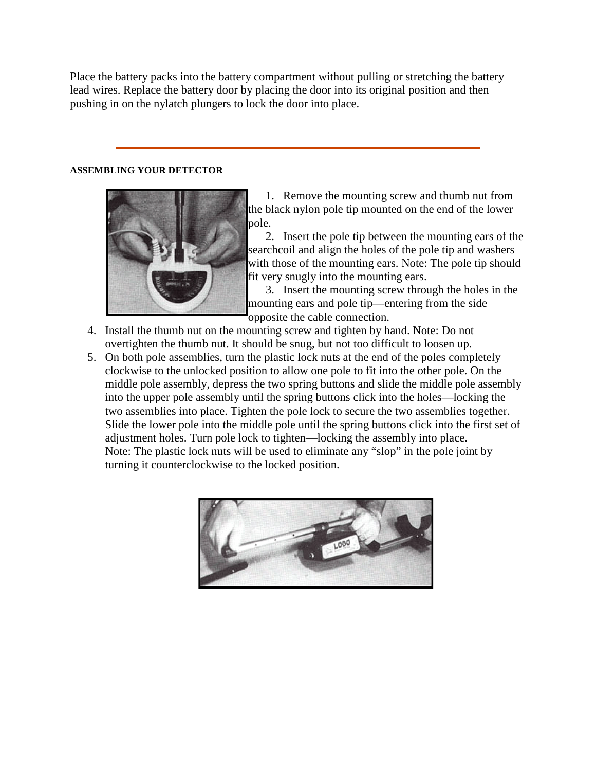Place the battery packs into the battery compartment without pulling or stretching the battery lead wires. Replace the battery door by placing the door into its original position and then pushing in on the nylatch plungers to lock the door into place.

---

**ASSEMBLING YOUR DETECTOR**

1. Remove the mounting screw and thumb nut from the black nylon pole tip mounted on the end of the lower pole.
2. Insert the pole tip between the mounting ears of the searchcoil and align the holes of the pole tip and washers with those of the mounting ears. Note: The pole tip should fit very snugly into the mounting ears.
3. Insert the mounting screw through the holes in the mounting ears and pole tip—entering from the side opposite the cable connection.
4. Install the thumb nut on the mounting screw and tighten by hand. Note: Do not overtighten the thumb nut. It should be snug, but not too difficult to loosen up.
5. On both pole assemblies, turn the plastic lock nuts at the end of the poles completely clockwise to the unlocked position to allow one pole to fit into the other pole. On the middle pole assembly, depress the two spring buttons and slide the middle pole assembly into the upper pole assembly until the spring buttons click into the holes—locking the two assemblies into place. Tighten the pole lock to secure the two assemblies together. Slide the lower pole into the middle pole until the spring buttons click into the first set of adjustment holes. Turn pole lock to tighten—locking the assembly into place.
   Note: The plastic lock nuts will be used to eliminate any "slop" in the pole joint by turning it counterclockwise to the locked position.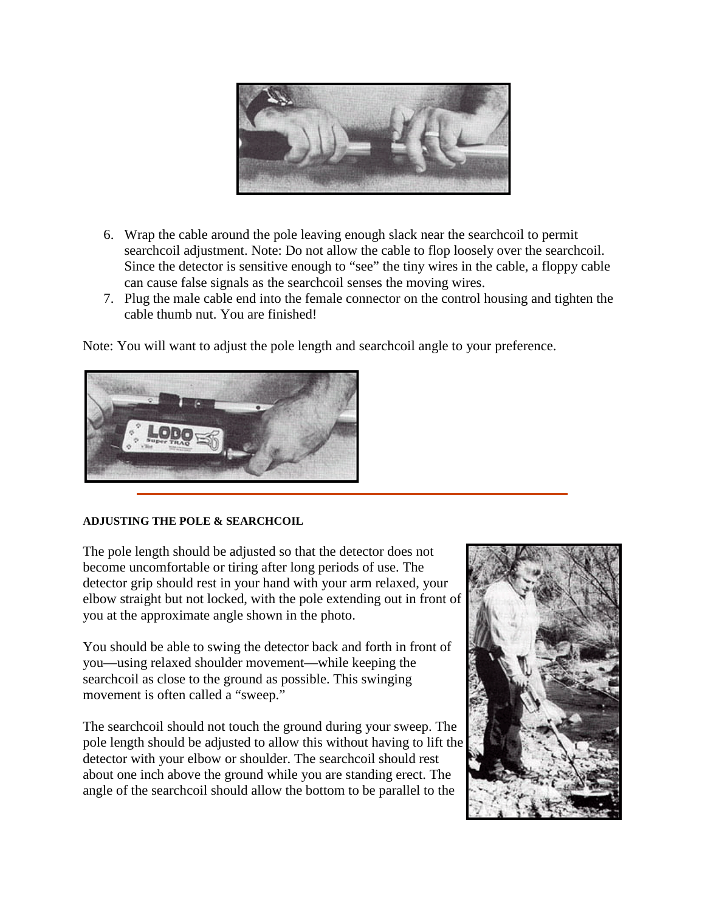6. Wrap the cable around the pole leaving enough slack near the searchcoil to permit searchcoil adjustment. Note: Do not allow the cable to flop loosely over the searchcoil. Since the detector is sensitive enough to “see” the tiny wires in the cable, a floppy cable can cause false signals as the searchcoil senses the moving wires.
7. Plug the male cable end into the female connector on the control housing and tighten the cable thumb nut. You are finished!

Note: You will want to adjust the pole length and searchcoil angle to your preference.

#### ADJUSTING THE POLE & SEARCHCOIL

The pole length should be adjusted so that the detector does not become uncomfortable or tiring after long periods of use. The detector grip should rest in your hand with your arm relaxed, your elbow straight but not locked, with the pole extending out in front of you at the approximate angle shown in the photo.

You should be able to swing the detector back and forth in front of you—using relaxed shoulder movement—while keeping the searchcoil as close to the ground as possible. This swinging movement is often called a “sweep.”

The searchcoil should not touch the ground during your sweep. The pole length should be adjusted to allow this without having to lift the detector with your elbow or shoulder. The searchcoil should rest about one inch above the ground while you are standing erect. The angle of the searchcoil should allow the bottom to be parallel to the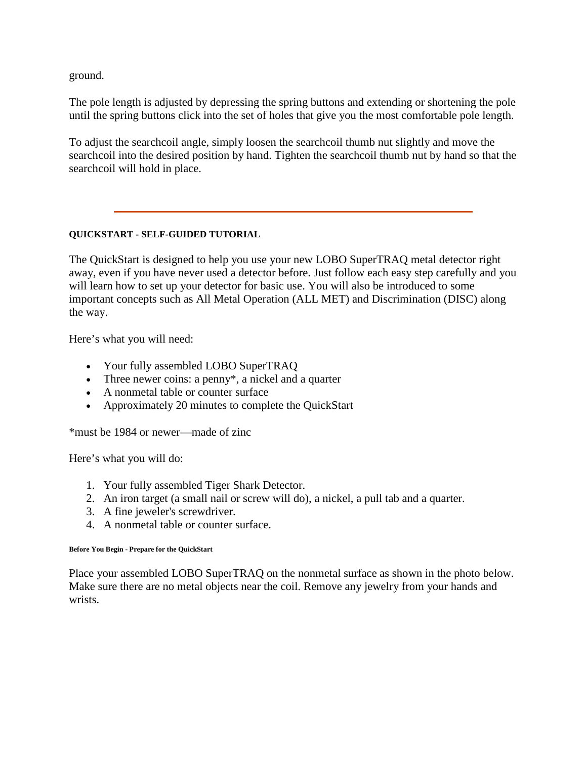ground.

The pole length is adjusted by depressing the spring buttons and extending or shortening the pole until the spring buttons click into the set of holes that give you the most comfortable pole length.

To adjust the searchcoil angle, simply loosen the searchcoil thumb nut slightly and move the searchcoil into the desired position by hand. Tighten the searchcoil thumb nut by hand so that the searchcoil will hold in place.

---

### QUICKSTART - SELF-GUIDED TUTORIAL

The QuickStart is designed to help you use your new LOBO SuperTRAQ metal detector right away, even if you have never used a detector before. Just follow each easy step carefully and you will learn how to set up your detector for basic use. You will also be introduced to some important concepts such as All Metal Operation (ALL MET) and Discrimination (DISC) along the way.

Here's what you will need:

- Your fully assembled LOBO SuperTRAQ
- Three newer coins: a penny*, a nickel and a quarter
- A nonmetal table or counter surface
- Approximately 20 minutes to complete the QuickStart

*must be 1984 or newer—made of zinc

Here's what you will do:

1. Your fully assembled Tiger Shark Detector.
2. An iron target (a small nail or screw will do), a nickel, a pull tab and a quarter.
3. A fine jeweler's screwdriver.
4. A nonmetal table or counter surface.

#### Before You Begin - Prepare for the QuickStart

Place your assembled LOBO SuperTRAQ on the nonmetal surface as shown in the photo below. Make sure there are no metal objects near the coil. Remove any jewelry from your hands and wrists.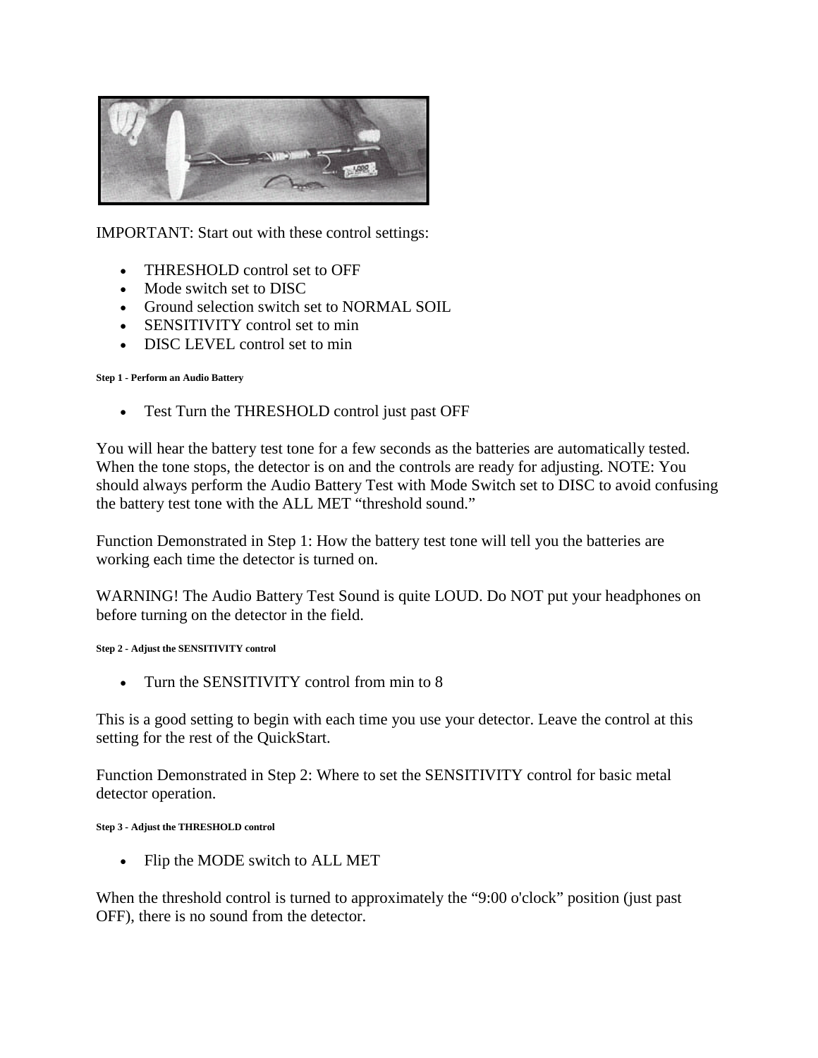IMPORTANT: Start out with these control settings:

- THRESHOLD control set to OFF
- Mode switch set to DISC
- Ground selection switch set to NORMAL SOIL
- SENSITIVITY control set to min
- DISC LEVEL control set to min

###### Step 1 - Perform an Audio Battery

- Test Turn the THRESHOLD control just past OFF

You will hear the battery test tone for a few seconds as the batteries are automatically tested. When the tone stops, the detector is on and the controls are ready for adjusting. NOTE: You should always perform the Audio Battery Test with Mode Switch set to DISC to avoid confusing the battery test tone with the ALL MET "threshold sound."

Function Demonstrated in Step 1: How the battery test tone will tell you the batteries are working each time the detector is turned on.

WARNING! The Audio Battery Test Sound is quite LOUD. Do NOT put your headphones on before turning on the detector in the field.

###### Step 2 - Adjust the SENSITIVITY control

- Turn the SENSITIVITY control from min to 8

This is a good setting to begin with each time you use your detector. Leave the control at this setting for the rest of the QuickStart.

Function Demonstrated in Step 2: Where to set the SENSITIVITY control for basic metal detector operation.

###### Step 3 - Adjust the THRESHOLD control

- Flip the MODE switch to ALL MET

When the threshold control is turned to approximately the "9:00 o'clock" position (just past OFF), there is no sound from the detector.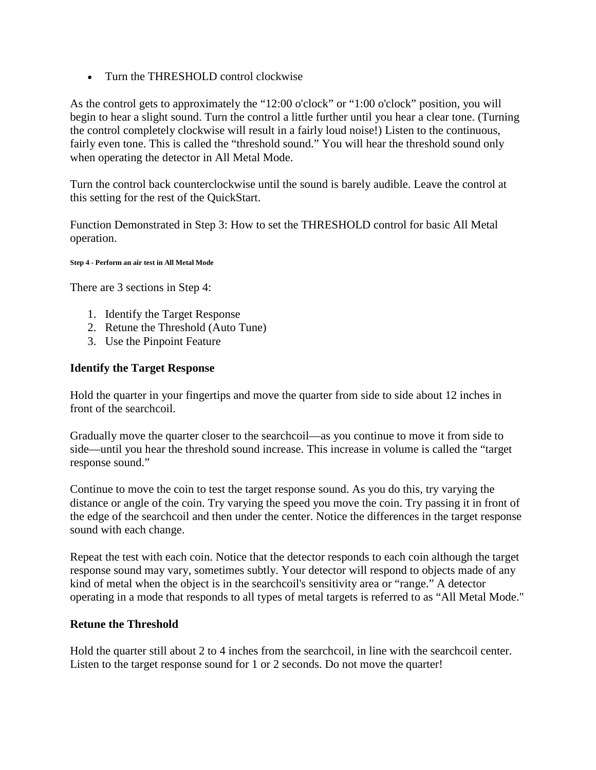- Turn the THRESHOLD control clockwise

As the control gets to approximately the "12:00 o'clock" or "1:00 o'clock" position, you will begin to hear a slight sound. Turn the control a little further until you hear a clear tone. (Turning the control completely clockwise will result in a fairly loud noise!) Listen to the continuous, fairly even tone. This is called the "threshold sound." You will hear the threshold sound only when operating the detector in All Metal Mode.

Turn the control back counterclockwise until the sound is barely audible. Leave the control at this setting for the rest of the QuickStart.

Function Demonstrated in Step 3: How to set the THRESHOLD control for basic All Metal operation.

###### Step 4 - Perform an air test in All Metal Mode

There are 3 sections in Step 4:

1. Identify the Target Response
2. Retune the Threshold (Auto Tune)
3. Use the Pinpoint Feature

### Identify the Target Response

Hold the quarter in your fingertips and move the quarter from side to side about 12 inches in front of the searchcoil.

Gradually move the quarter closer to the searchcoil—as you continue to move it from side to side—until you hear the threshold sound increase. This increase in volume is called the "target response sound."

Continue to move the coin to test the target response sound. As you do this, try varying the distance or angle of the coin. Try varying the speed you move the coin. Try passing it in front of the edge of the searchcoil and then under the center. Notice the differences in the target response sound with each change.

Repeat the test with each coin. Notice that the detector responds to each coin although the target response sound may vary, sometimes subtly. Your detector will respond to objects made of any kind of metal when the object is in the searchcoil's sensitivity area or "range." A detector operating in a mode that responds to all types of metal targets is referred to as "All Metal Mode."

### Retune the Threshold

Hold the quarter still about 2 to 4 inches from the searchcoil, in line with the searchcoil center. Listen to the target response sound for 1 or 2 seconds. Do not move the quarter!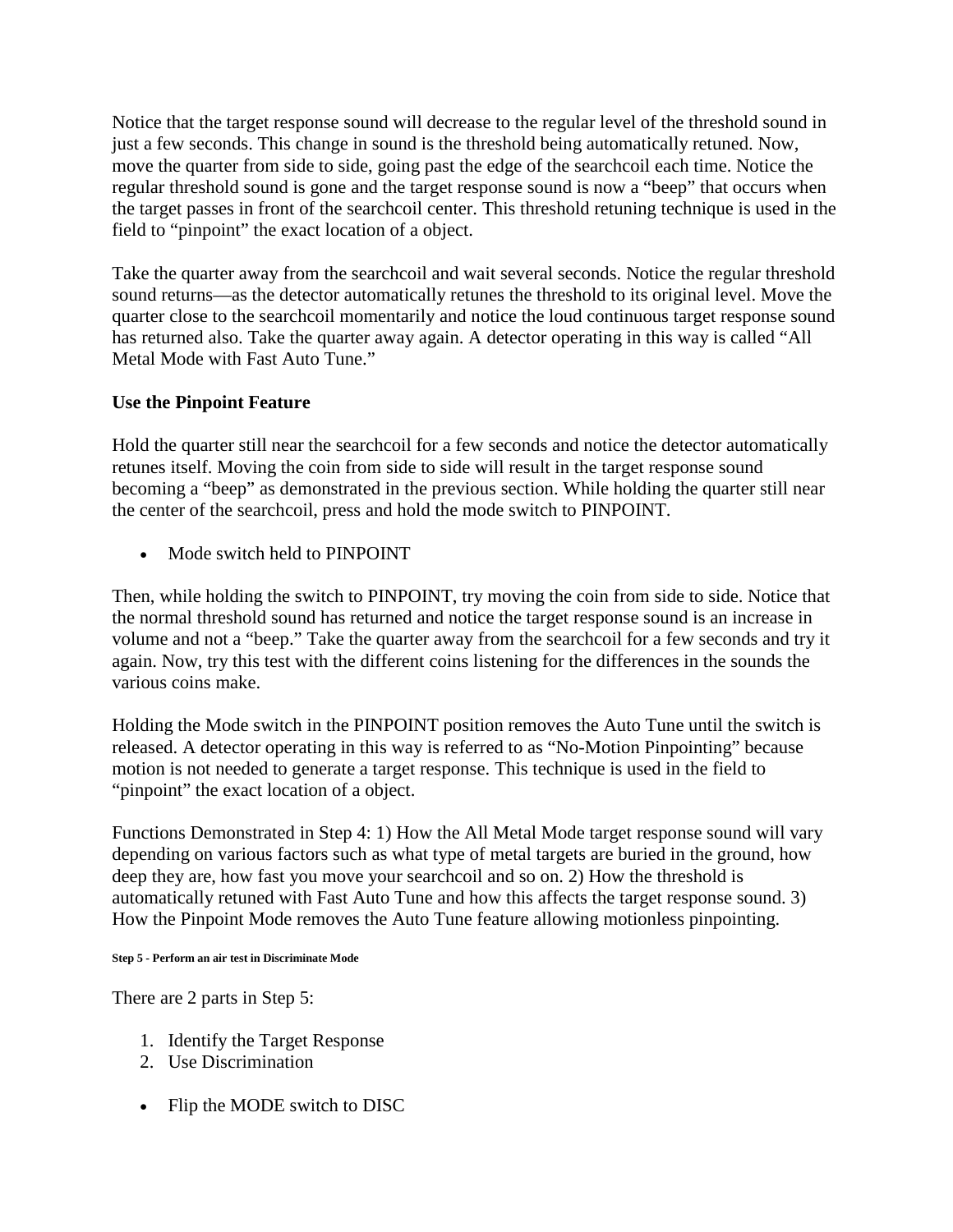Notice that the target response sound will decrease to the regular level of the threshold sound in just a few seconds. This change in sound is the threshold being automatically retuned. Now, move the quarter from side to side, going past the edge of the searchcoil each time. Notice the regular threshold sound is gone and the target response sound is now a "beep" that occurs when the target passes in front of the searchcoil center. This threshold retuning technique is used in the field to "pinpoint" the exact location of a object.

Take the quarter away from the searchcoil and wait several seconds. Notice the regular threshold sound returns—as the detector automatically retunes the threshold to its original level. Move the quarter close to the searchcoil momentarily and notice the loud continuous target response sound has returned also. Take the quarter away again. A detector operating in this way is called "All Metal Mode with Fast Auto Tune."

**Use the Pinpoint Feature**

Hold the quarter still near the searchcoil for a few seconds and notice the detector automatically retunes itself. Moving the coin from side to side will result in the target response sound becoming a "beep" as demonstrated in the previous section. While holding the quarter still near the center of the searchcoil, press and hold the mode switch to PINPOINT.

- Mode switch held to PINPOINT

Then, while holding the switch to PINPOINT, try moving the coin from side to side. Notice that the normal threshold sound has returned and notice the target response sound is an increase in volume and not a "beep." Take the quarter away from the searchcoil for a few seconds and try it again. Now, try this test with the different coins listening for the differences in the sounds the various coins make.

Holding the Mode switch in the PINPOINT position removes the Auto Tune until the switch is released. A detector operating in this way is referred to as "No-Motion Pinpointing" because motion is not needed to generate a target response. This technique is used in the field to "pinpoint" the exact location of a object.

Functions Demonstrated in Step 4: 1) How the All Metal Mode target response sound will vary depending on various factors such as what type of metal targets are buried in the ground, how deep they are, how fast you move your searchcoil and so on. 2) How the threshold is automatically retuned with Fast Auto Tune and how this affects the target response sound. 3) How the Pinpoint Mode removes the Auto Tune feature allowing motionless pinpointing.

###### Step 5 - Perform an air test in Discriminate Mode

There are 2 parts in Step 5:

1. Identify the Target Response
2. Use Discrimination

- Flip the MODE switch to DISC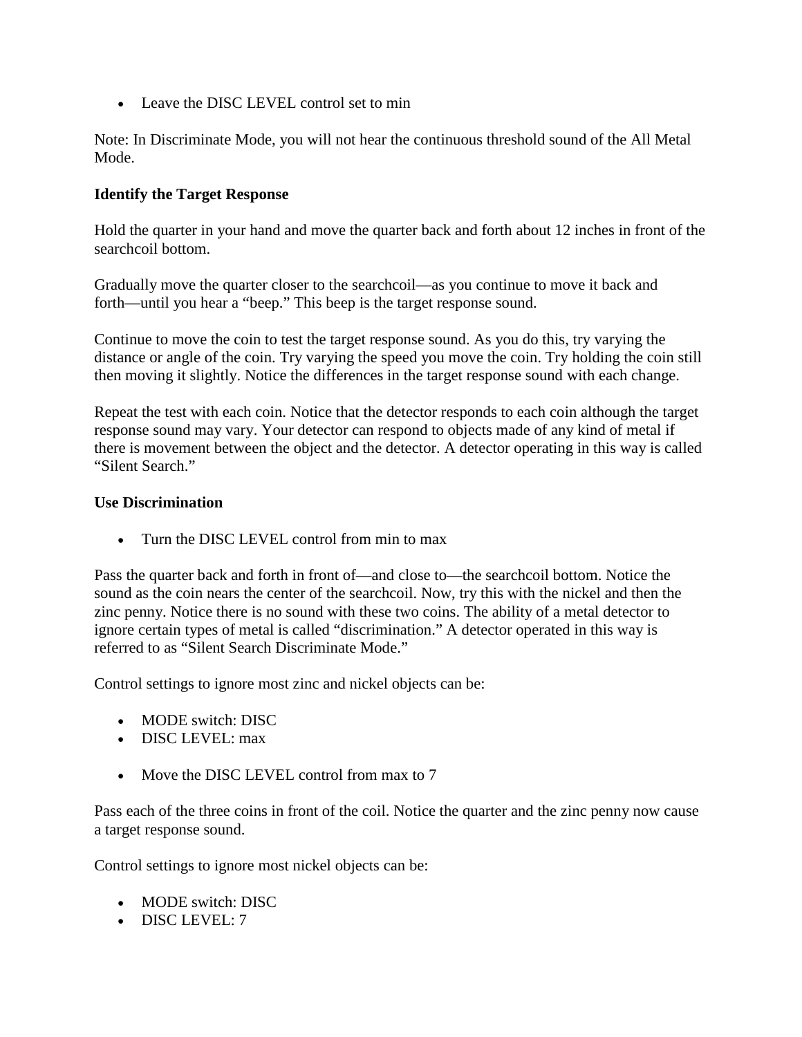- Leave the DISC LEVEL control set to min

Note: In Discriminate Mode, you will not hear the continuous threshold sound of the All Metal Mode.

**Identify the Target Response**

Hold the quarter in your hand and move the quarter back and forth about 12 inches in front of the searchcoil bottom.

Gradually move the quarter closer to the searchcoil—as you continue to move it back and forth—until you hear a "beep." This beep is the target response sound.

Continue to move the coin to test the target response sound. As you do this, try varying the distance or angle of the coin. Try varying the speed you move the coin. Try holding the coin still then moving it slightly. Notice the differences in the target response sound with each change.

Repeat the test with each coin. Notice that the detector responds to each coin although the target response sound may vary. Your detector can respond to objects made of any kind of metal if there is movement between the object and the detector. A detector operating in this way is called "Silent Search."

**Use Discrimination**

- Turn the DISC LEVEL control from min to max

Pass the quarter back and forth in front of—and close to—the searchcoil bottom. Notice the sound as the coin nears the center of the searchcoil. Now, try this with the nickel and then the zinc penny. Notice there is no sound with these two coins. The ability of a metal detector to ignore certain types of metal is called "discrimination." A detector operated in this way is referred to as "Silent Search Discriminate Mode."

Control settings to ignore most zinc and nickel objects can be:

- MODE switch: DISC
- DISC LEVEL: max

- Move the DISC LEVEL control from max to 7

Pass each of the three coins in front of the coil. Notice the quarter and the zinc penny now cause a target response sound.

Control settings to ignore most nickel objects can be:

- MODE switch: DISC
- DISC LEVEL: 7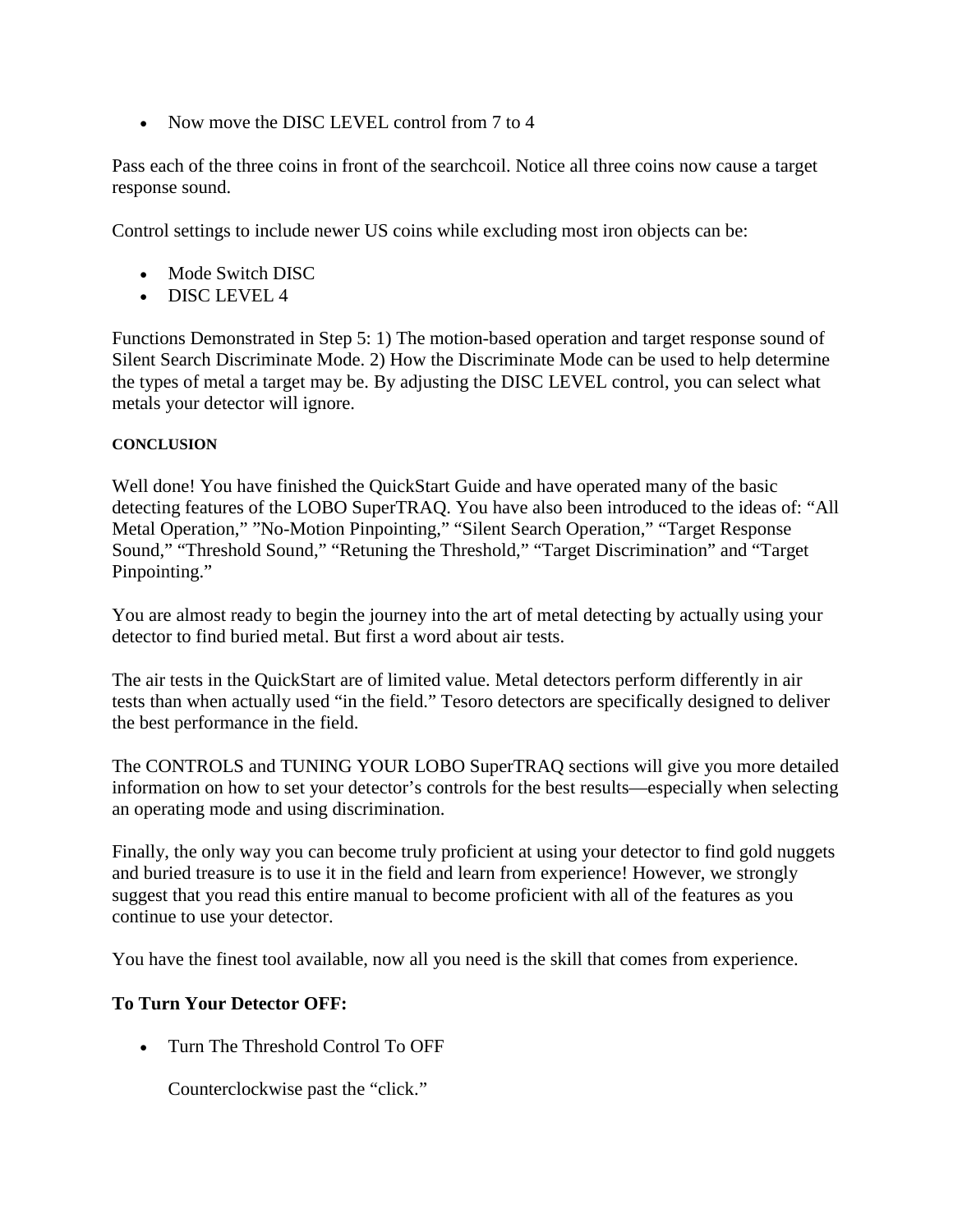- Now move the DISC LEVEL control from 7 to 4

Pass each of the three coins in front of the searchcoil. Notice all three coins now cause a target response sound.

Control settings to include newer US coins while excluding most iron objects can be:

- Mode Switch DISC
- DISC LEVEL 4

Functions Demonstrated in Step 5: 1) The motion-based operation and target response sound of Silent Search Discriminate Mode. 2) How the Discriminate Mode can be used to help determine the types of metal a target may be. By adjusting the DISC LEVEL control, you can select what metals your detector will ignore.

#### CONCLUSION

Well done! You have finished the QuickStart Guide and have operated many of the basic detecting features of the LOBO SuperTRAQ. You have also been introduced to the ideas of: “All Metal Operation,” ”No-Motion Pinpointing,” “Silent Search Operation,” “Target Response Sound,” “Threshold Sound,” “Retuning the Threshold,” “Target Discrimination” and “Target Pinpointing.”

You are almost ready to begin the journey into the art of metal detecting by actually using your detector to find buried metal. But first a word about air tests.

The air tests in the QuickStart are of limited value. Metal detectors perform differently in air tests than when actually used “in the field.” Tesoro detectors are specifically designed to deliver the best performance in the field.

The CONTROLS and TUNING YOUR LOBO SuperTRAQ sections will give you more detailed information on how to set your detector’s controls for the best results—especially when selecting an operating mode and using discrimination.

Finally, the only way you can become truly proficient at using your detector to find gold nuggets and buried treasure is to use it in the field and learn from experience! However, we strongly suggest that you read this entire manual to become proficient with all of the features as you continue to use your detector.

You have the finest tool available, now all you need is the skill that comes from experience.

### To Turn Your Detector OFF:

- Turn The Threshold Control To OFF

  Counterclockwise past the “click.”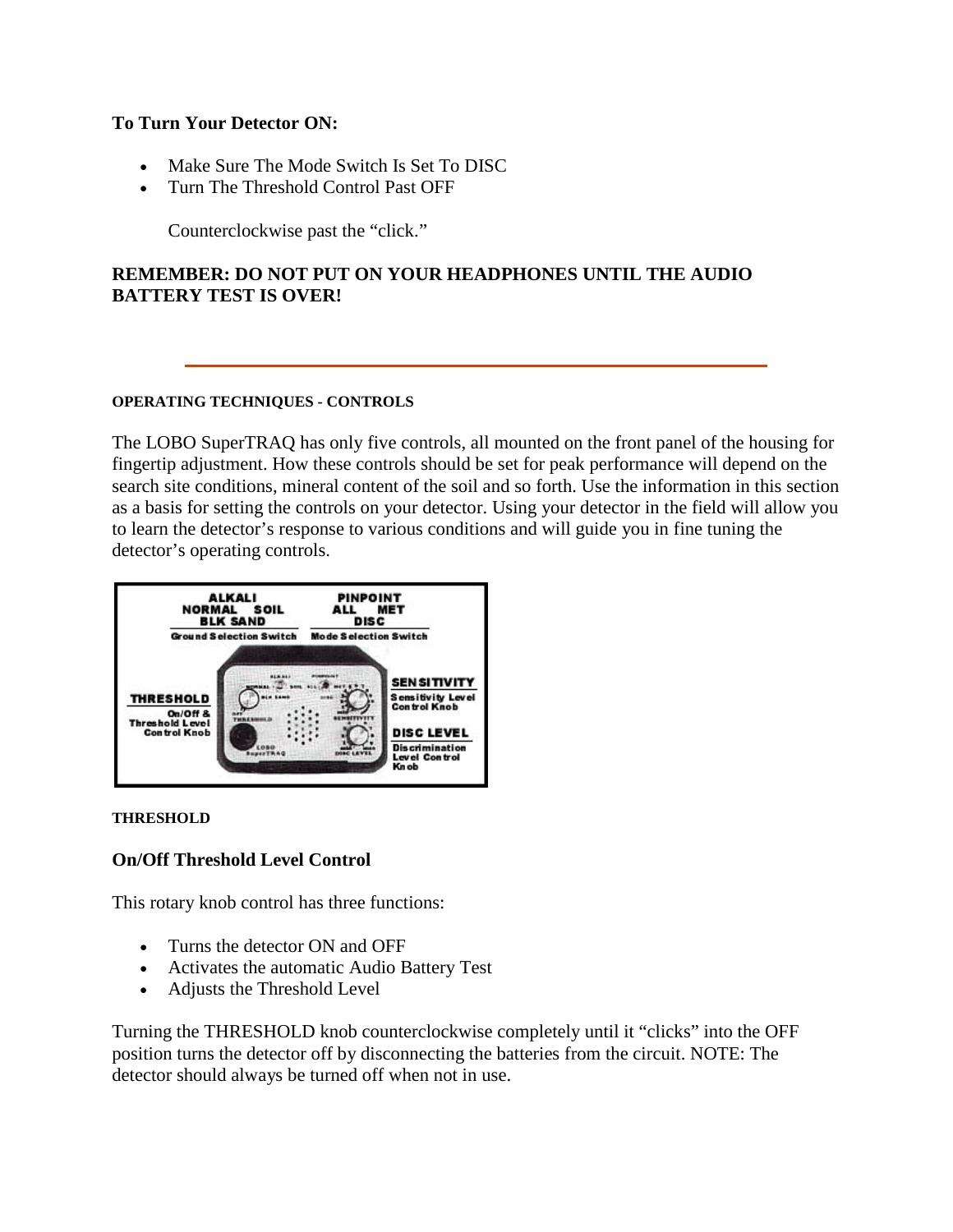**To Turn Your Detector ON:**

- Make Sure The Mode Switch Is Set To DISC
- Turn The Threshold Control Past OFF

  Counterclockwise past the "click."

**REMEMBER: DO NOT PUT ON YOUR HEADPHONES UNTIL THE AUDIO BATTERY TEST IS OVER!**

---

#### OPERATING TECHNIQUES - CONTROLS

The LOBO SuperTRAQ has only five controls, all mounted on the front panel of the housing for fingertip adjustment. How these controls should be set for peak performance will depend on the search site conditions, mineral content of the soil and so forth. Use the information in this section as a basis for setting the controls on your detector. Using your detector in the field will allow you to learn the detector's response to various conditions and will guide you in fine tuning the detector's operating controls.

#### THRESHOLD

### On/Off Threshold Level Control

This rotary knob control has three functions:

- Turns the detector ON and OFF
- Activates the automatic Audio Battery Test
- Adjusts the Threshold Level

Turning the THRESHOLD knob counterclockwise completely until it "clicks" into the OFF position turns the detector off by disconnecting the batteries from the circuit. NOTE: The detector should always be turned off when not in use.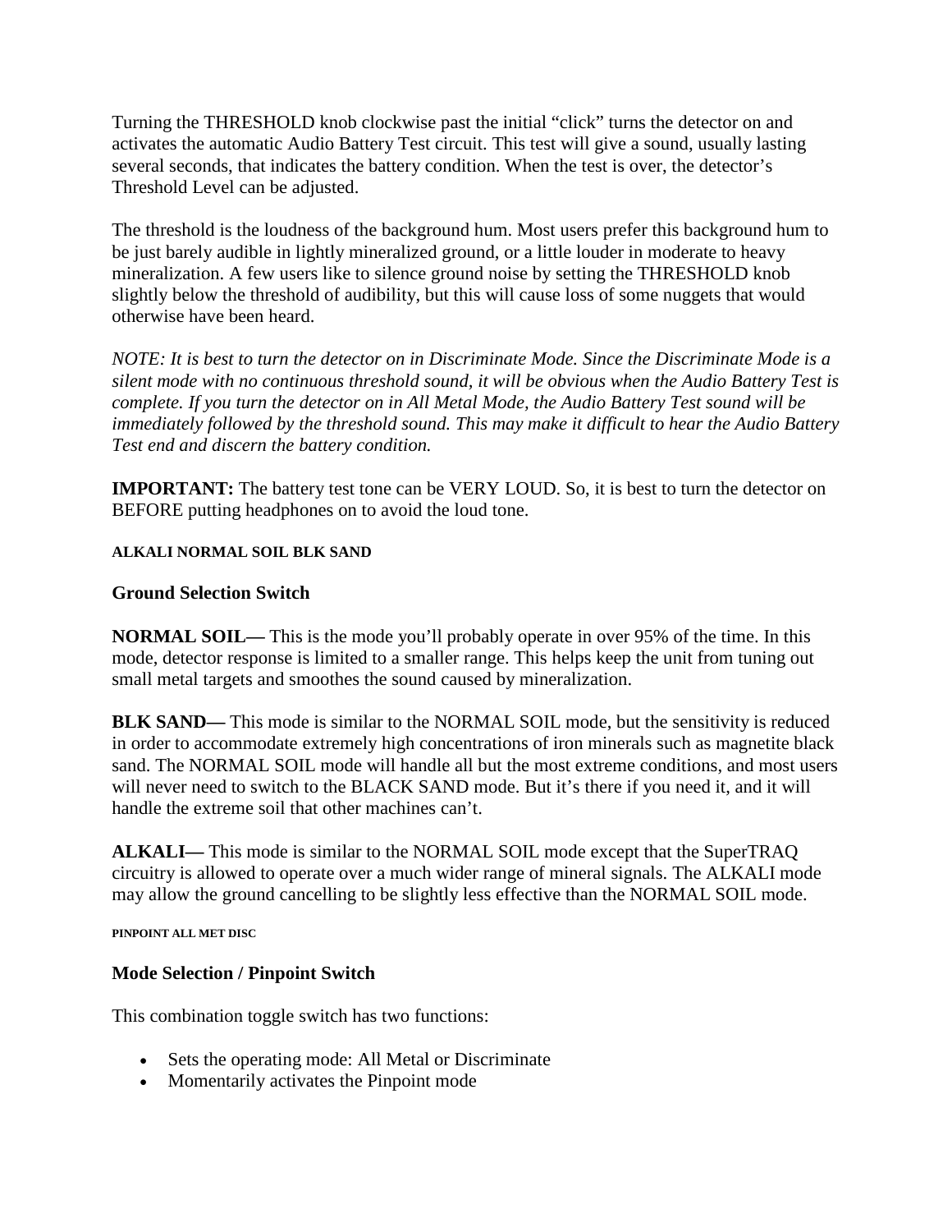Turning the THRESHOLD knob clockwise past the initial "click" turns the detector on and activates the automatic Audio Battery Test circuit. This test will give a sound, usually lasting several seconds, that indicates the battery condition. When the test is over, the detector's Threshold Level can be adjusted.

The threshold is the loudness of the background hum. Most users prefer this background hum to be just barely audible in lightly mineralized ground, or a little louder in moderate to heavy mineralization. A few users like to silence ground noise by setting the THRESHOLD knob slightly below the threshold of audibility, but this will cause loss of some nuggets that would otherwise have been heard.

*NOTE: It is best to turn the detector on in Discriminate Mode. Since the Discriminate Mode is a silent mode with no continuous threshold sound, it will be obvious when the Audio Battery Test is complete. If you turn the detector on in All Metal Mode, the Audio Battery Test sound will be immediately followed by the threshold sound. This may make it difficult to hear the Audio Battery Test end and discern the battery condition.*

**IMPORTANT:** The battery test tone can be VERY LOUD. So, it is best to turn the detector on BEFORE putting headphones on to avoid the loud tone.

**ALKALI NORMAL SOIL BLK SAND**

### Ground Selection Switch

**NORMAL SOIL—** This is the mode you'll probably operate in over 95% of the time. In this mode, detector response is limited to a smaller range. This helps keep the unit from tuning out small metal targets and smoothes the sound caused by mineralization.

**BLK SAND—** This mode is similar to the NORMAL SOIL mode, but the sensitivity is reduced in order to accommodate extremely high concentrations of iron minerals such as magnetite black sand. The NORMAL SOIL mode will handle all but the most extreme conditions, and most users will never need to switch to the BLACK SAND mode. But it's there if you need it, and it will handle the extreme soil that other machines can't.

**ALKALI—** This mode is similar to the NORMAL SOIL mode except that the SuperTRAQ circuitry is allowed to operate over a much wider range of mineral signals. The ALKALI mode may allow the ground cancelling to be slightly less effective than the NORMAL SOIL mode.

**PINPOINT ALL MET DISC**

### Mode Selection / Pinpoint Switch

This combination toggle switch has two functions:

- Sets the operating mode: All Metal or Discriminate
- Momentarily activates the Pinpoint mode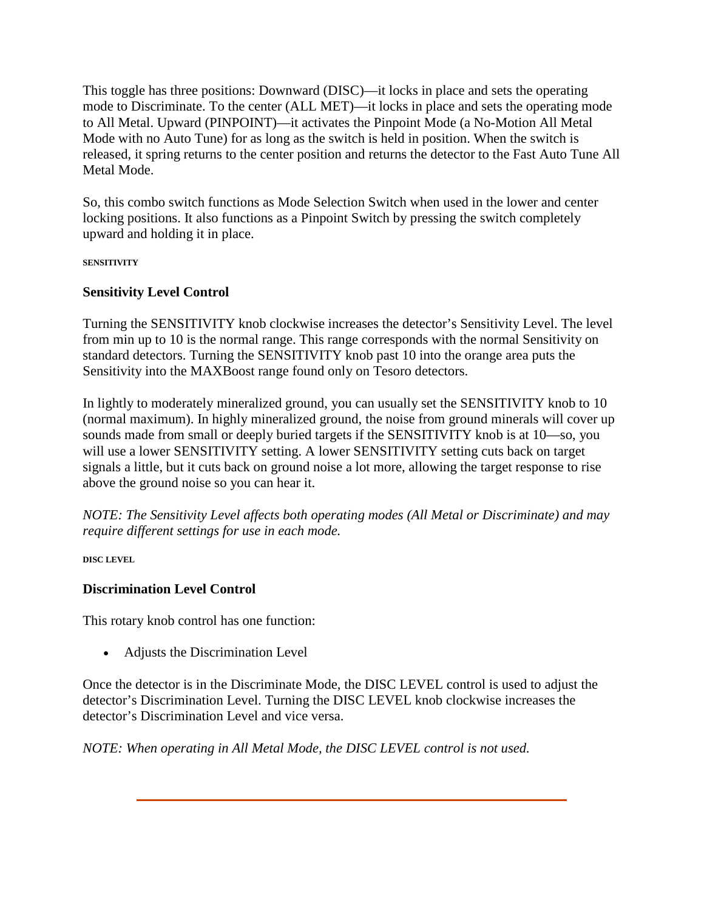This toggle has three positions: Downward (DISC)—it locks in place and sets the operating mode to Discriminate. To the center (ALL MET)—it locks in place and sets the operating mode to All Metal. Upward (PINPOINT)—it activates the Pinpoint Mode (a No-Motion All Metal Mode with no Auto Tune) for as long as the switch is held in position. When the switch is released, it spring returns to the center position and returns the detector to the Fast Auto Tune All Metal Mode.

So, this combo switch functions as Mode Selection Switch when used in the lower and center locking positions. It also functions as a Pinpoint Switch by pressing the switch completely upward and holding it in place.

**SENSITIVITY**

### Sensitivity Level Control

Turning the SENSITIVITY knob clockwise increases the detector's Sensitivity Level. The level from min up to 10 is the normal range. This range corresponds with the normal Sensitivity on standard detectors. Turning the SENSITIVITY knob past 10 into the orange area puts the Sensitivity into the MAXBoost range found only on Tesoro detectors.

In lightly to moderately mineralized ground, you can usually set the SENSITIVITY knob to 10 (normal maximum). In highly mineralized ground, the noise from ground minerals will cover up sounds made from small or deeply buried targets if the SENSITIVITY knob is at 10—so, you will use a lower SENSITIVITY setting. A lower SENSITIVITY setting cuts back on target signals a little, but it cuts back on ground noise a lot more, allowing the target response to rise above the ground noise so you can hear it.

*NOTE: The Sensitivity Level affects both operating modes (All Metal or Discriminate) and may require different settings for use in each mode.*

**DISC LEVEL**

### Discrimination Level Control

This rotary knob control has one function:

- Adjusts the Discrimination Level

Once the detector is in the Discriminate Mode, the DISC LEVEL control is used to adjust the detector's Discrimination Level. Turning the DISC LEVEL knob clockwise increases the detector's Discrimination Level and vice versa.

*NOTE: When operating in All Metal Mode, the DISC LEVEL control is not used.*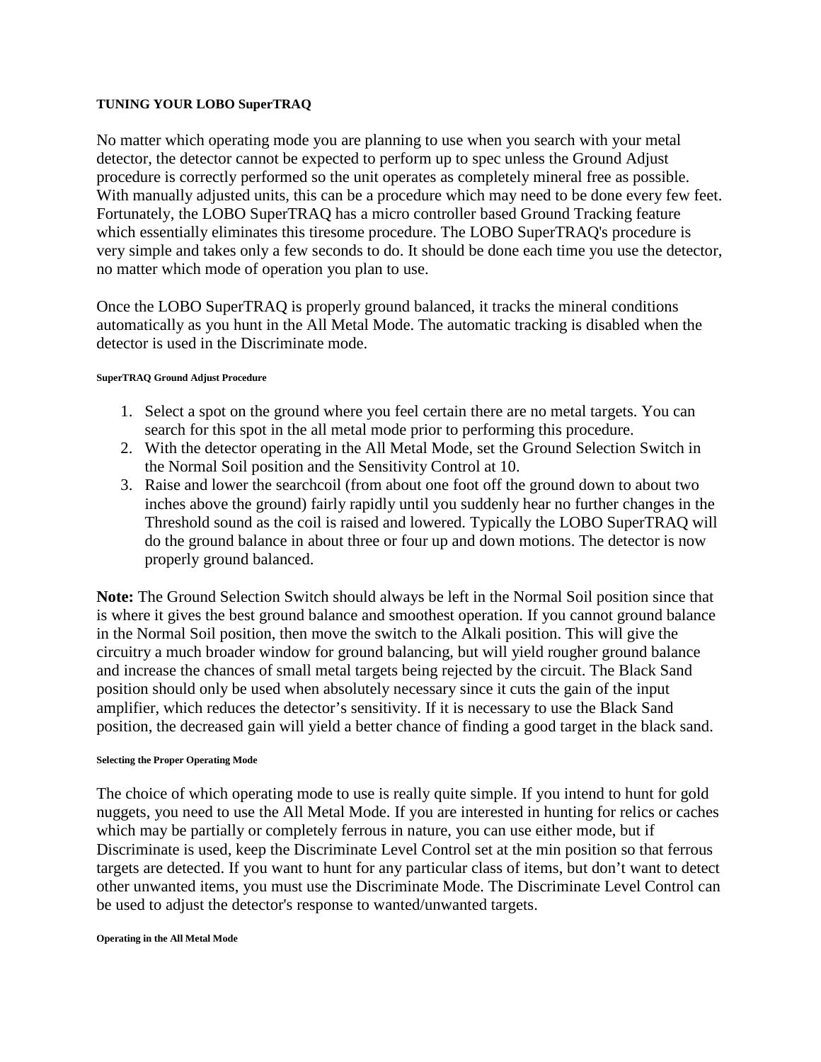## TUNING YOUR LOBO SuperTRAQ

No matter which operating mode you are planning to use when you search with your metal detector, the detector cannot be expected to perform up to spec unless the Ground Adjust procedure is correctly performed so the unit operates as completely mineral free as possible. With manually adjusted units, this can be a procedure which may need to be done every few feet. Fortunately, the LOBO SuperTRAQ has a micro controller based Ground Tracking feature which essentially eliminates this tiresome procedure. The LOBO SuperTRAQ's procedure is very simple and takes only a few seconds to do. It should be done each time you use the detector, no matter which mode of operation you plan to use.

Once the LOBO SuperTRAQ is properly ground balanced, it tracks the mineral conditions automatically as you hunt in the All Metal Mode. The automatic tracking is disabled when the detector is used in the Discriminate mode.

### SuperTRAQ Ground Adjust Procedure

1. Select a spot on the ground where you feel certain there are no metal targets. You can search for this spot in the all metal mode prior to performing this procedure.
2. With the detector operating in the All Metal Mode, set the Ground Selection Switch in the Normal Soil position and the Sensitivity Control at 10.
3. Raise and lower the searchcoil (from about one foot off the ground down to about two inches above the ground) fairly rapidly until you suddenly hear no further changes in the Threshold sound as the coil is raised and lowered. Typically the LOBO SuperTRAQ will do the ground balance in about three or four up and down motions. The detector is now properly ground balanced.

**Note:** The Ground Selection Switch should always be left in the Normal Soil position since that is where it gives the best ground balance and smoothest operation. If you cannot ground balance in the Normal Soil position, then move the switch to the Alkali position. This will give the circuitry a much broader window for ground balancing, but will yield rougher ground balance and increase the chances of small metal targets being rejected by the circuit. The Black Sand position should only be used when absolutely necessary since it cuts the gain of the input amplifier, which reduces the detector's sensitivity. If it is necessary to use the Black Sand position, the decreased gain will yield a better chance of finding a good target in the black sand.

### Selecting the Proper Operating Mode

The choice of which operating mode to use is really quite simple. If you intend to hunt for gold nuggets, you need to use the All Metal Mode. If you are interested in hunting for relics or caches which may be partially or completely ferrous in nature, you can use either mode, but if Discriminate is used, keep the Discriminate Level Control set at the min position so that ferrous targets are detected. If you want to hunt for any particular class of items, but don't want to detect other unwanted items, you must use the Discriminate Mode. The Discriminate Level Control can be used to adjust the detector's response to wanted/unwanted targets.

### Operating in the All Metal Mode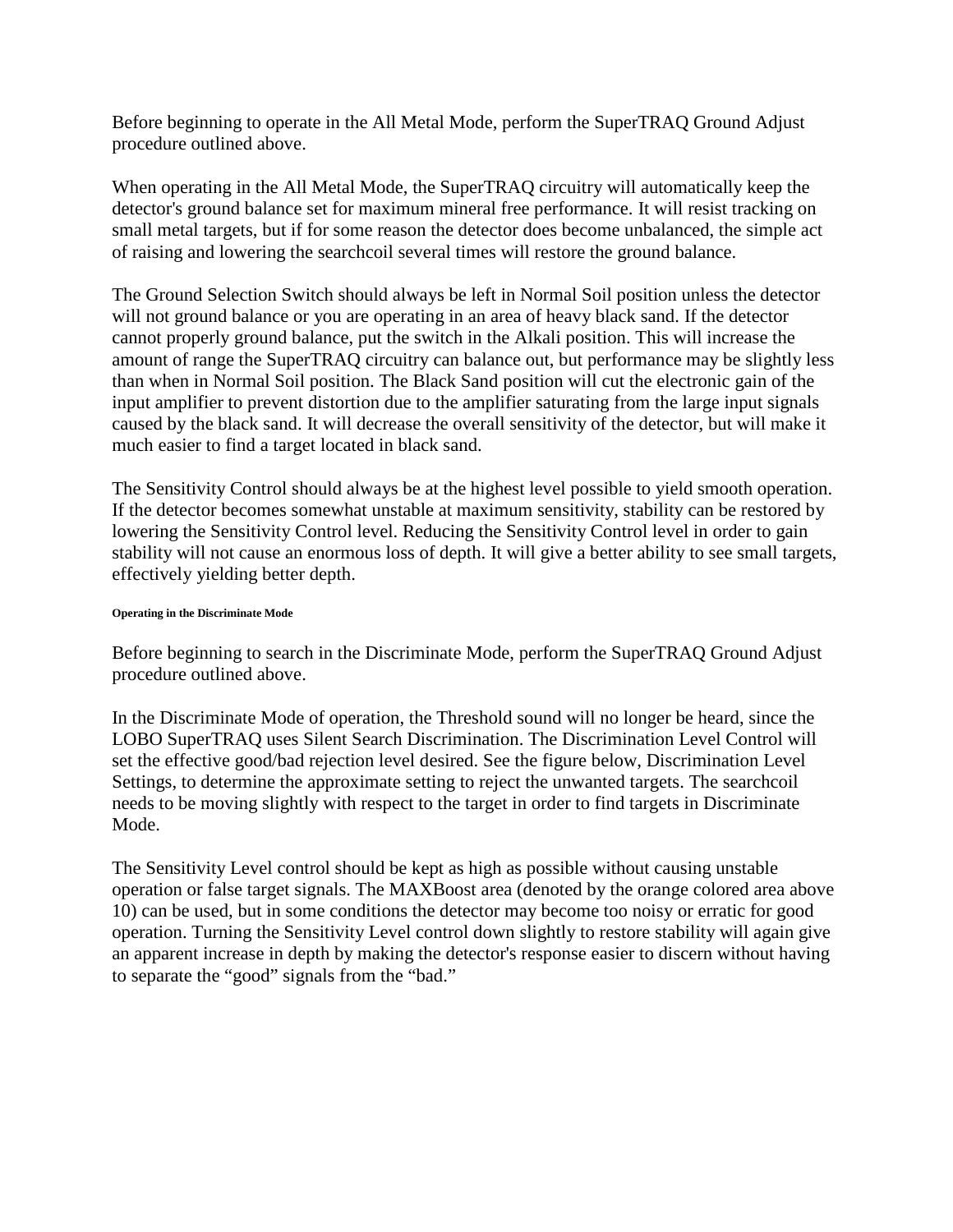Before beginning to operate in the All Metal Mode, perform the SuperTRAQ Ground Adjust procedure outlined above.

When operating in the All Metal Mode, the SuperTRAQ circuitry will automatically keep the detector's ground balance set for maximum mineral free performance. It will resist tracking on small metal targets, but if for some reason the detector does become unbalanced, the simple act of raising and lowering the searchcoil several times will restore the ground balance.

The Ground Selection Switch should always be left in Normal Soil position unless the detector will not ground balance or you are operating in an area of heavy black sand. If the detector cannot properly ground balance, put the switch in the Alkali position. This will increase the amount of range the SuperTRAQ circuitry can balance out, but performance may be slightly less than when in Normal Soil position. The Black Sand position will cut the electronic gain of the input amplifier to prevent distortion due to the amplifier saturating from the large input signals caused by the black sand. It will decrease the overall sensitivity of the detector, but will make it much easier to find a target located in black sand.

The Sensitivity Control should always be at the highest level possible to yield smooth operation. If the detector becomes somewhat unstable at maximum sensitivity, stability can be restored by lowering the Sensitivity Control level. Reducing the Sensitivity Control level in order to gain stability will not cause an enormous loss of depth. It will give a better ability to see small targets, effectively yielding better depth.

#### Operating in the Discriminate Mode

Before beginning to search in the Discriminate Mode, perform the SuperTRAQ Ground Adjust procedure outlined above.

In the Discriminate Mode of operation, the Threshold sound will no longer be heard, since the LOBO SuperTRAQ uses Silent Search Discrimination. The Discrimination Level Control will set the effective good/bad rejection level desired. See the figure below, Discrimination Level Settings, to determine the approximate setting to reject the unwanted targets. The searchcoil needs to be moving slightly with respect to the target in order to find targets in Discriminate Mode.

The Sensitivity Level control should be kept as high as possible without causing unstable operation or false target signals. The MAXBoost area (denoted by the orange colored area above 10) can be used, but in some conditions the detector may become too noisy or erratic for good operation. Turning the Sensitivity Level control down slightly to restore stability will again give an apparent increase in depth by making the detector's response easier to discern without having to separate the "good" signals from the "bad."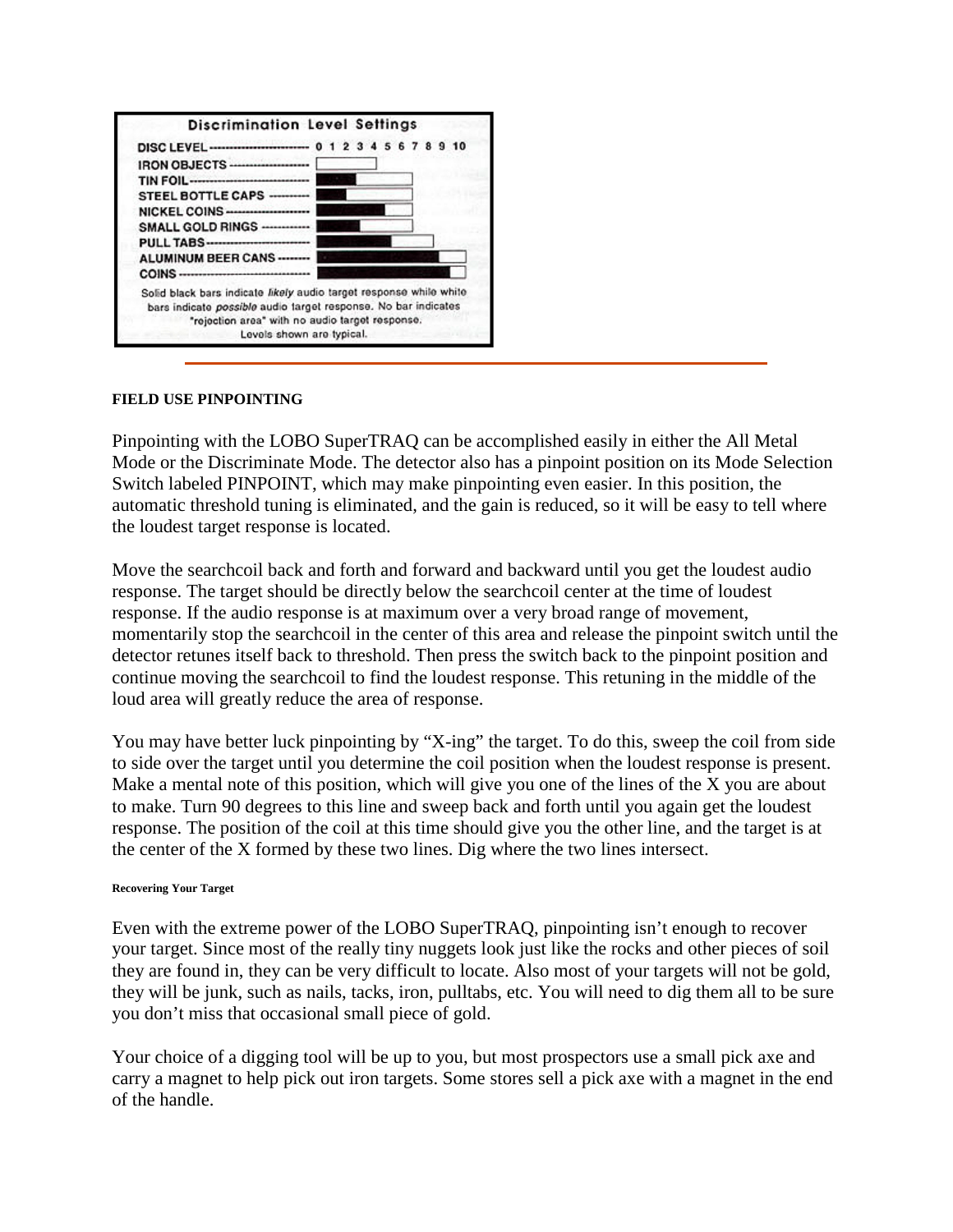**Discrimination Level Settings**

DISC LEVEL ------------------------ 0 1 2 3 4 5 6 7 8 9 10

IRON OBJECTS ------------------

TIN FOIL ---------------------------

STEEL BOTTLE CAPS ---------

NICKEL COINS --------------------

SMALL GOLD RINGS -----------

PULL TABS -------------------------

ALUMINUM BEER CANS --------

COINS ---------------------------------

Solid black bars indicate *likely* audio target response while white bars indicate *possible* audio target response. No bar indicates "rejection area" with no audio target response. Levels shown are typical.

---

**FIELD USE PINPOINTING**

Pinpointing with the LOBO SuperTRAQ can be accomplished easily in either the All Metal Mode or the Discriminate Mode. The detector also has a pinpoint position on its Mode Selection Switch labeled PINPOINT, which may make pinpointing even easier. In this position, the automatic threshold tuning is eliminated, and the gain is reduced, so it will be easy to tell where the loudest target response is located.

Move the searchcoil back and forth and forward and backward until you get the loudest audio response. The target should be directly below the searchcoil center at the time of loudest response. If the audio response is at maximum over a very broad range of movement, momentarily stop the searchcoil in the center of this area and release the pinpoint switch until the detector retunes itself back to threshold. Then press the switch back to the pinpoint position and continue moving the searchcoil to find the loudest response. This retuning in the middle of the loud area will greatly reduce the area of response.

You may have better luck pinpointing by "X-ing" the target. To do this, sweep the coil from side to side over the target until you determine the coil position when the loudest response is present. Make a mental note of this position, which will give you one of the lines of the X you are about to make. Turn 90 degrees to this line and sweep back and forth until you again get the loudest response. The position of the coil at this time should give you the other line, and the target is at the center of the X formed by these two lines. Dig where the two lines intersect.

**Recovering Your Target**

Even with the extreme power of the LOBO SuperTRAQ, pinpointing isn't enough to recover your target. Since most of the really tiny nuggets look just like the rocks and other pieces of soil they are found in, they can be very difficult to locate. Also most of your targets will not be gold, they will be junk, such as nails, tacks, iron, pulltabs, etc. You will need to dig them all to be sure you don't miss that occasional small piece of gold.

Your choice of a digging tool will be up to you, but most prospectors use a small pick axe and carry a magnet to help pick out iron targets. Some stores sell a pick axe with a magnet in the end of the handle.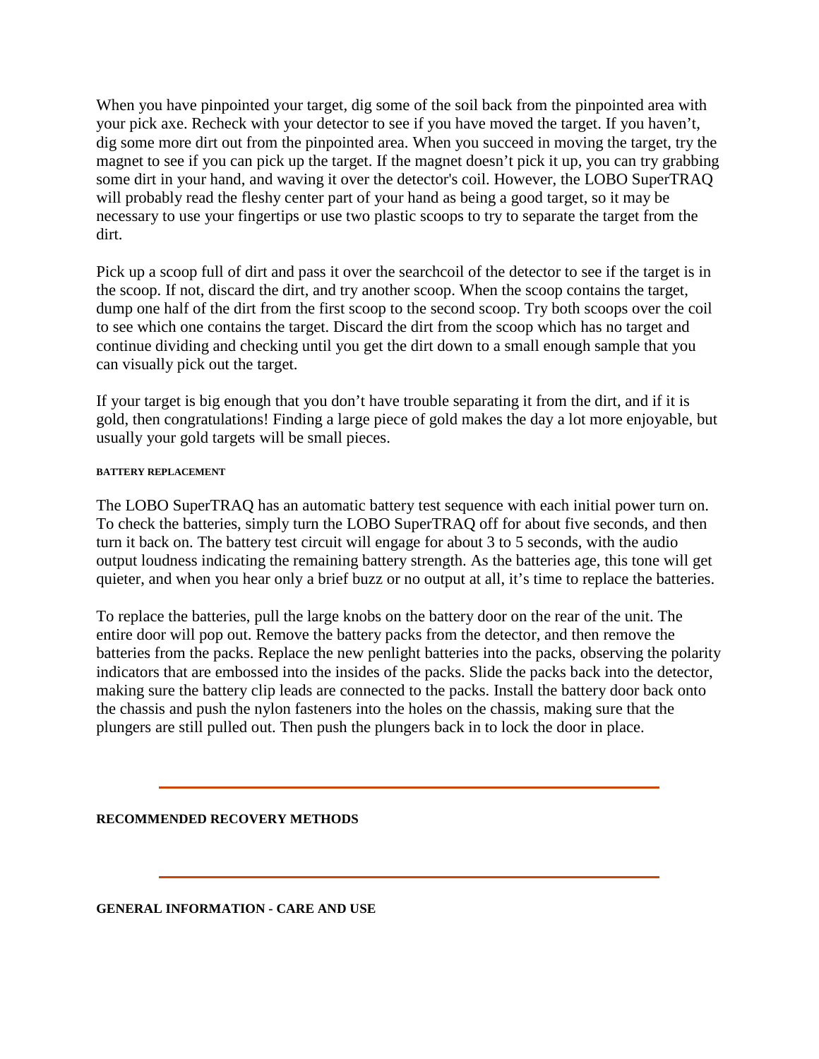When you have pinpointed your target, dig some of the soil back from the pinpointed area with your pick axe. Recheck with your detector to see if you have moved the target. If you haven't, dig some more dirt out from the pinpointed area. When you succeed in moving the target, try the magnet to see if you can pick up the target. If the magnet doesn't pick it up, you can try grabbing some dirt in your hand, and waving it over the detector's coil. However, the LOBO SuperTRAQ will probably read the fleshy center part of your hand as being a good target, so it may be necessary to use your fingertips or use two plastic scoops to try to separate the target from the dirt.

Pick up a scoop full of dirt and pass it over the searchcoil of the detector to see if the target is in the scoop. If not, discard the dirt, and try another scoop. When the scoop contains the target, dump one half of the dirt from the first scoop to the second scoop. Try both scoops over the coil to see which one contains the target. Discard the dirt from the scoop which has no target and continue dividing and checking until you get the dirt down to a small enough sample that you can visually pick out the target.

If your target is big enough that you don't have trouble separating it from the dirt, and if it is gold, then congratulations! Finding a large piece of gold makes the day a lot more enjoyable, but usually your gold targets will be small pieces.

#### BATTERY REPLACEMENT

The LOBO SuperTRAQ has an automatic battery test sequence with each initial power turn on. To check the batteries, simply turn the LOBO SuperTRAQ off for about five seconds, and then turn it back on. The battery test circuit will engage for about 3 to 5 seconds, with the audio output loudness indicating the remaining battery strength. As the batteries age, this tone will get quieter, and when you hear only a brief buzz or no output at all, it's time to replace the batteries.

To replace the batteries, pull the large knobs on the battery door on the rear of the unit. The entire door will pop out. Remove the battery packs from the detector, and then remove the batteries from the packs. Replace the new penlight batteries into the packs, observing the polarity indicators that are embossed into the insides of the packs. Slide the packs back into the detector, making sure the battery clip leads are connected to the packs. Install the battery door back onto the chassis and push the nylon fasteners into the holes on the chassis, making sure that the plungers are still pulled out. Then push the plungers back in to lock the door in place.

---

**RECOMMENDED RECOVERY METHODS**

---

**GENERAL INFORMATION - CARE AND USE**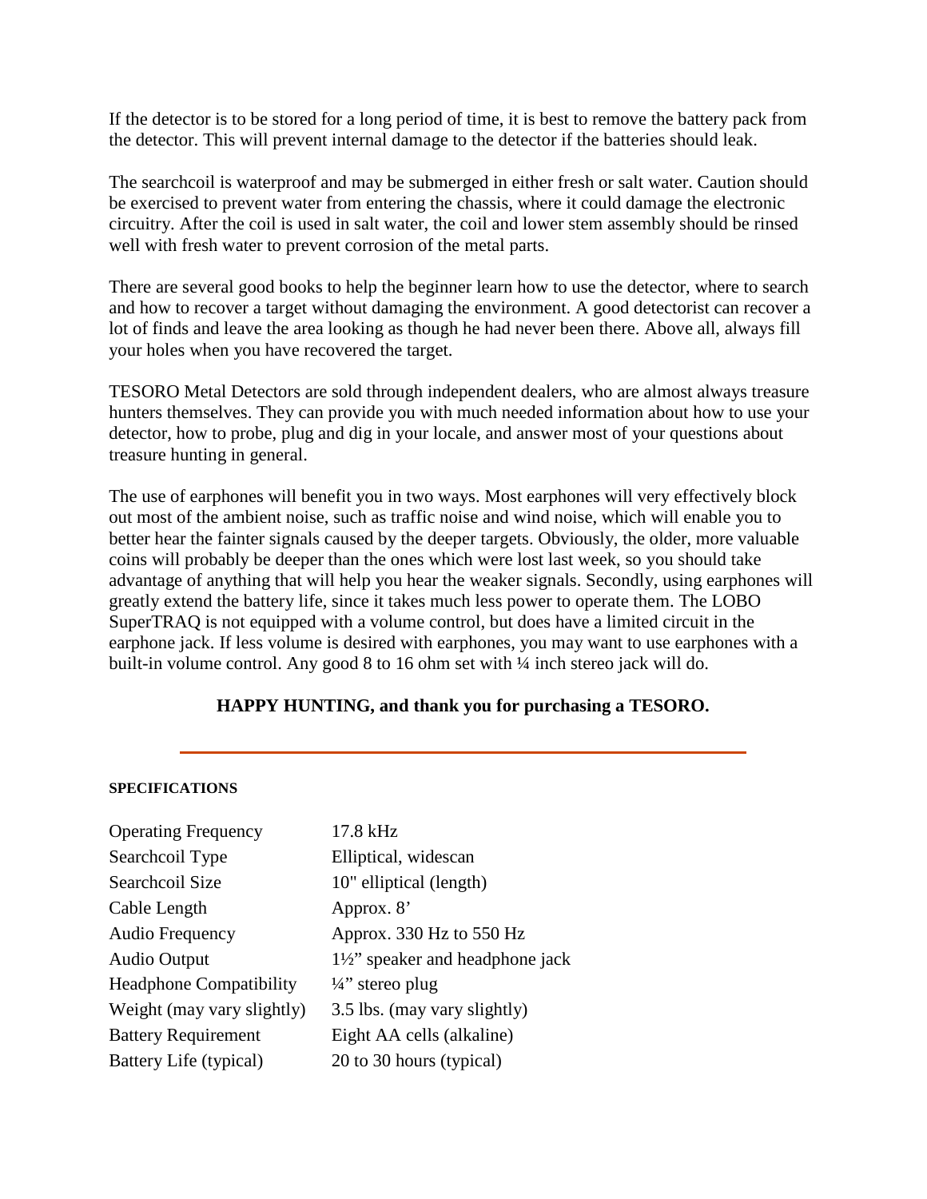If the detector is to be stored for a long period of time, it is best to remove the battery pack from the detector. This will prevent internal damage to the detector if the batteries should leak.

The searchcoil is waterproof and may be submerged in either fresh or salt water. Caution should be exercised to prevent water from entering the chassis, where it could damage the electronic circuitry. After the coil is used in salt water, the coil and lower stem assembly should be rinsed well with fresh water to prevent corrosion of the metal parts.

There are several good books to help the beginner learn how to use the detector, where to search and how to recover a target without damaging the environment. A good detectorist can recover a lot of finds and leave the area looking as though he had never been there. Above all, always fill your holes when you have recovered the target.

TESORO Metal Detectors are sold through independent dealers, who are almost always treasure hunters themselves. They can provide you with much needed information about how to use your detector, how to probe, plug and dig in your locale, and answer most of your questions about treasure hunting in general.

The use of earphones will benefit you in two ways. Most earphones will very effectively block out most of the ambient noise, such as traffic noise and wind noise, which will enable you to better hear the fainter signals caused by the deeper targets. Obviously, the older, more valuable coins will probably be deeper than the ones which were lost last week, so you should take advantage of anything that will help you hear the weaker signals. Secondly, using earphones will greatly extend the battery life, since it takes much less power to operate them. The LOBO SuperTRAQ is not equipped with a volume control, but does have a limited circuit in the earphone jack. If less volume is desired with earphones, you may want to use earphones with a built-in volume control. Any good 8 to 16 ohm set with ¼ inch stereo jack will do.

**HAPPY HUNTING, and thank you for purchasing a TESORO.**

---

**SPECIFICATIONS**

| | |
|---|---|
| Operating Frequency | 17.8 kHz |
| Searchcoil Type | Elliptical, widescan |
| Searchcoil Size | 10" elliptical (length) |
| Cable Length | Approx. 8' |
| Audio Frequency | Approx. 330 Hz to 550 Hz |
| Audio Output | 1½" speaker and headphone jack |
| Headphone Compatibility | ¼" stereo plug |
| Weight (may vary slightly) | 3.5 lbs. (may vary slightly) |
| Battery Requirement | Eight AA cells (alkaline) |
| Battery Life (typical) | 20 to 30 hours (typical) |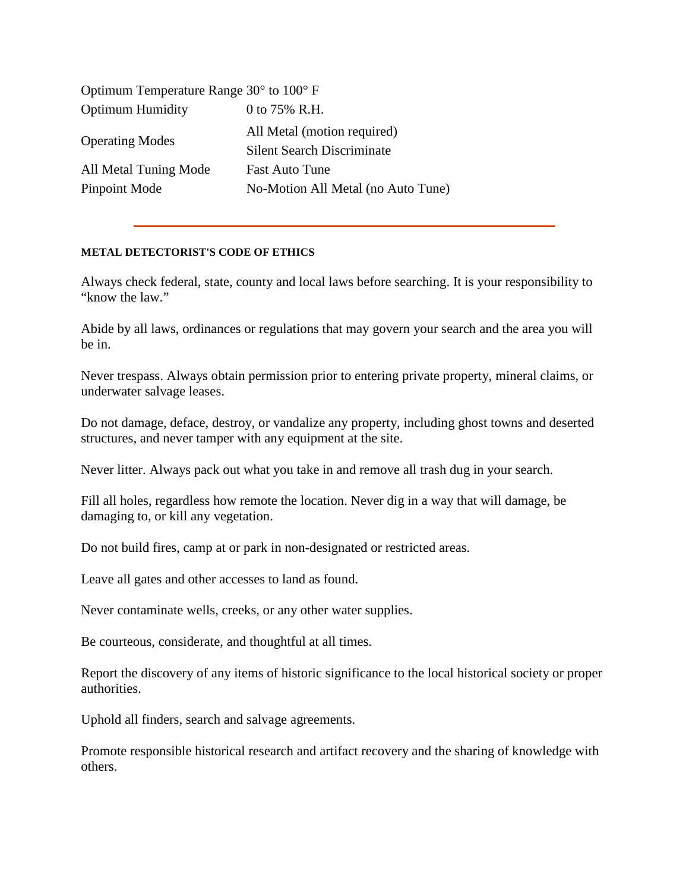| | |
|---|---|
| Optimum Temperature Range | 30° to 100° F |
| Optimum Humidity | 0 to 75% R.H. |
| Operating Modes | All Metal (motion required)<br>Silent Search Discriminate |
| All Metal Tuning Mode | Fast Auto Tune |
| Pinpoint Mode | No-Motion All Metal (no Auto Tune) |

---

**METAL DETECTORIST'S CODE OF ETHICS**

Always check federal, state, county and local laws before searching. It is your responsibility to "know the law."

Abide by all laws, ordinances or regulations that may govern your search and the area you will be in.

Never trespass. Always obtain permission prior to entering private property, mineral claims, or underwater salvage leases.

Do not damage, deface, destroy, or vandalize any property, including ghost towns and deserted structures, and never tamper with any equipment at the site.

Never litter. Always pack out what you take in and remove all trash dug in your search.

Fill all holes, regardless how remote the location. Never dig in a way that will damage, be damaging to, or kill any vegetation.

Do not build fires, camp at or park in non-designated or restricted areas.

Leave all gates and other accesses to land as found.

Never contaminate wells, creeks, or any other water supplies.

Be courteous, considerate, and thoughtful at all times.

Report the discovery of any items of historic significance to the local historical society or proper authorities.

Uphold all finders, search and salvage agreements.

Promote responsible historical research and artifact recovery and the sharing of knowledge with others.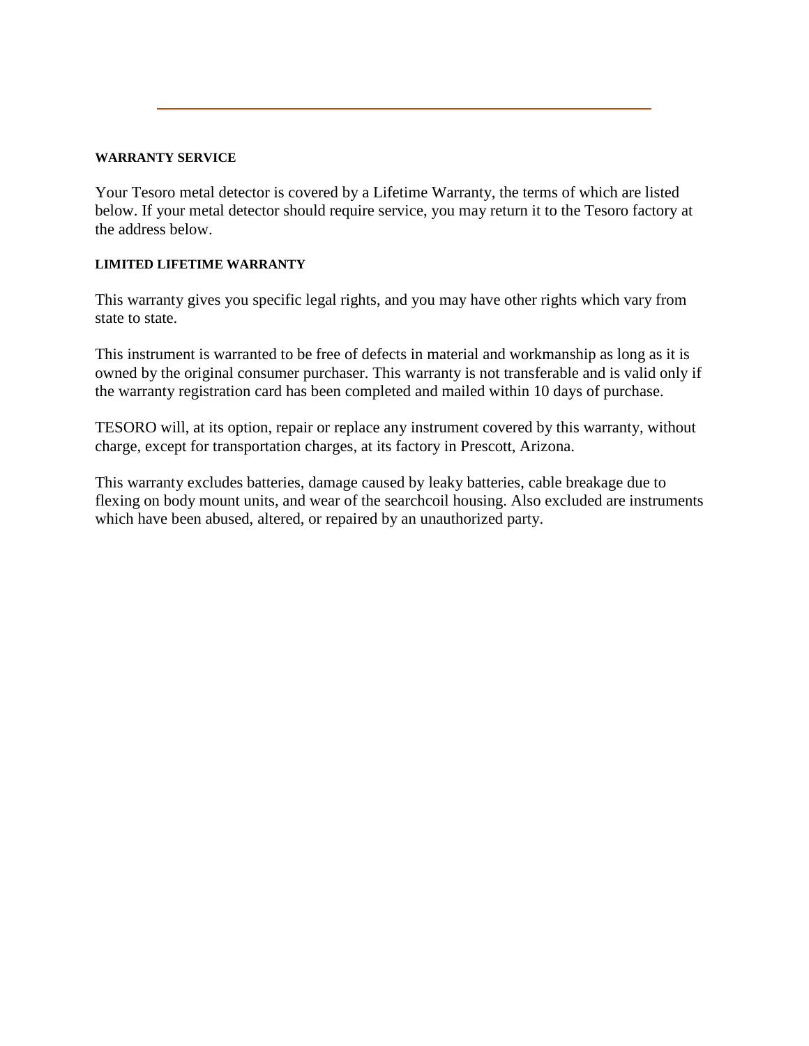### WARRANTY SERVICE

Your Tesoro metal detector is covered by a Lifetime Warranty, the terms of which are listed below. If your metal detector should require service, you may return it to the Tesoro factory at the address below.

### LIMITED LIFETIME WARRANTY

This warranty gives you specific legal rights, and you may have other rights which vary from state to state.

This instrument is warranted to be free of defects in material and workmanship as long as it is owned by the original consumer purchaser. This warranty is not transferable and is valid only if the warranty registration card has been completed and mailed within 10 days of purchase.

TESORO will, at its option, repair or replace any instrument covered by this warranty, without charge, except for transportation charges, at its factory in Prescott, Arizona.

This warranty excludes batteries, damage caused by leaky batteries, cable breakage due to flexing on body mount units, and wear of the searchcoil housing. Also excluded are instruments which have been abused, altered, or repaired by an unauthorized party.